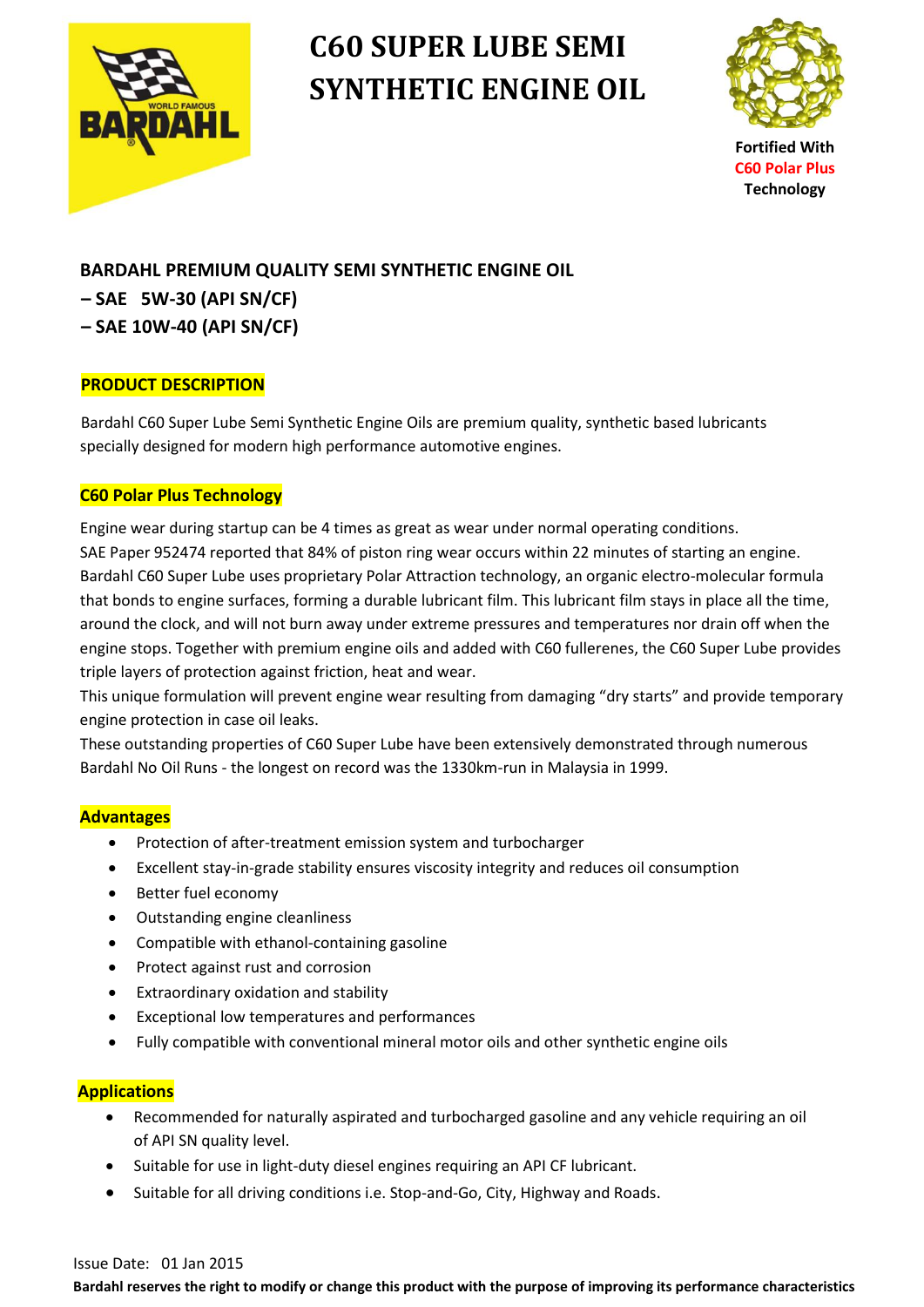# C60 SUPER LUBE SEMI SYNTHETIC ENGINE OIL

Fortified With
C60 Polar Plus
Technology

**BARDAHL PREMIUM QUALITY SEMI SYNTHETIC ENGINE OIL**
**– SAE 5W-30 (API SN/CF)**
**– SAE 10W-40 (API SN/CF)**

## PRODUCT DESCRIPTION

Bardahl C60 Super Lube Semi Synthetic Engine Oils are premium quality, synthetic based lubricants specially designed for modern high performance automotive engines.

## C60 Polar Plus Technology

Engine wear during startup can be 4 times as great as wear under normal operating conditions.
SAE Paper 952474 reported that 84% of piston ring wear occurs within 22 minutes of starting an engine.
Bardahl C60 Super Lube uses proprietary Polar Attraction technology, an organic electro-molecular formula that bonds to engine surfaces, forming a durable lubricant film. This lubricant film stays in place all the time, around the clock, and will not burn away under extreme pressures and temperatures nor drain off when the engine stops. Together with premium engine oils and added with C60 fullerenes, the C60 Super Lube provides triple layers of protection against friction, heat and wear.
This unique formulation will prevent engine wear resulting from damaging "dry starts" and provide temporary engine protection in case oil leaks.
These outstanding properties of C60 Super Lube have been extensively demonstrated through numerous Bardahl No Oil Runs - the longest on record was the 1330km-run in Malaysia in 1999.

## Advantages

- Protection of after-treatment emission system and turbocharger
- Excellent stay-in-grade stability ensures viscosity integrity and reduces oil consumption
- Better fuel economy
- Outstanding engine cleanliness
- Compatible with ethanol-containing gasoline
- Protect against rust and corrosion
- Extraordinary oxidation and stability
- Exceptional low temperatures and performances
- Fully compatible with conventional mineral motor oils and other synthetic engine oils

## Applications

- Recommended for naturally aspirated and turbocharged gasoline and any vehicle requiring an oil of API SN quality level.
- Suitable for use in light-duty diesel engines requiring an API CF lubricant.
- Suitable for all driving conditions i.e. Stop-and-Go, City, Highway and Roads.

Issue Date: 01 Jan 2015

**Bardahl reserves the right to modify or change this product with the purpose of improving its performance characteristics**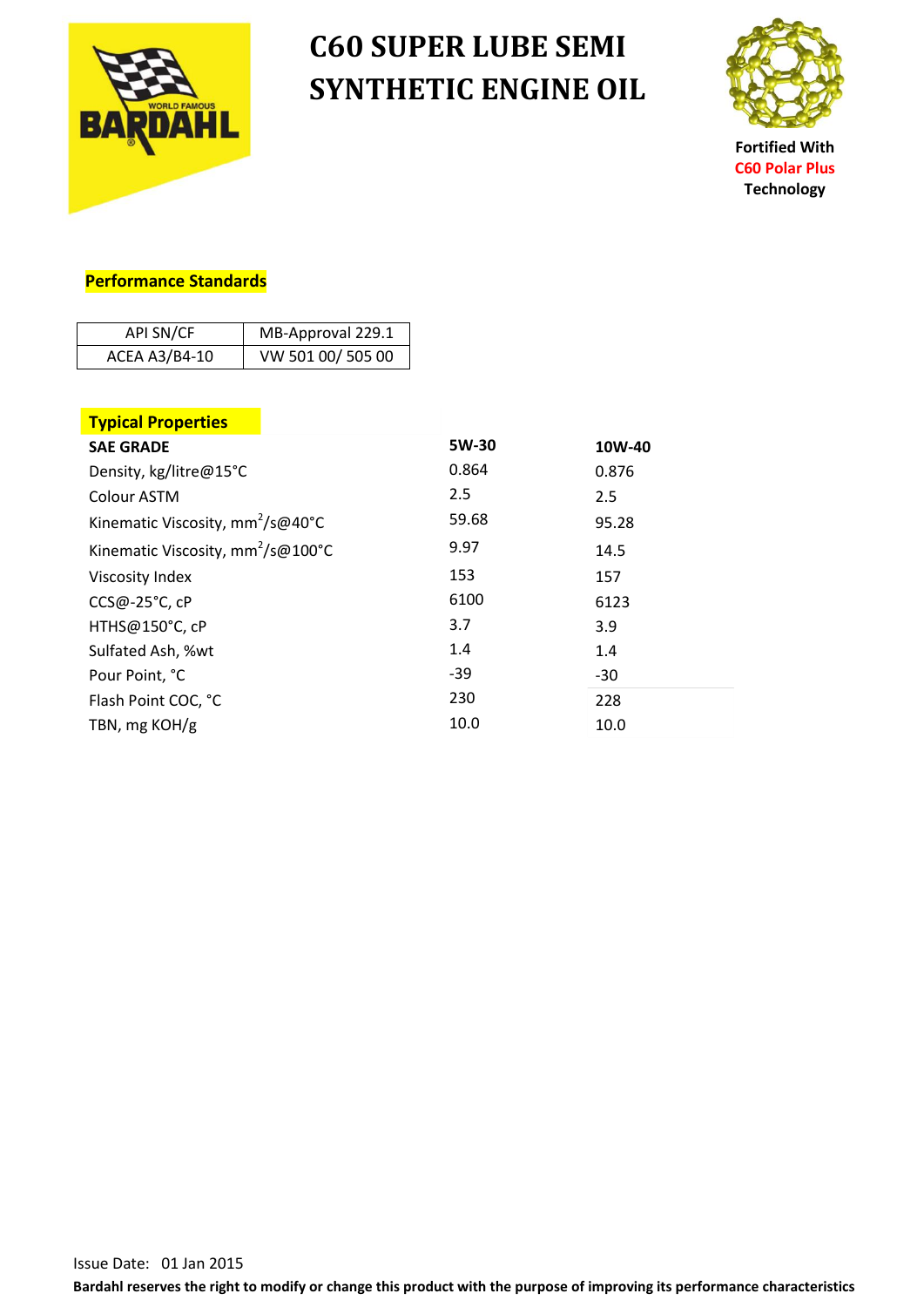# C60 SUPER LUBE SEMI SYNTHETIC ENGINE OIL

Fortified With
C60 Polar Plus
Technology

## Performance Standards

| | |
|---|---|
| API SN/CF | MB-Approval 229.1 |
| ACEA A3/B4-10 | VW 501 00/ 505 00 |

## Typical Properties

| SAE GRADE | 5W-30 | 10W-40 |
|---|---|---|
| Density, kg/litre@15°C | 0.864 | 0.876 |
| Colour ASTM | 2.5 | 2.5 |
| Kinematic Viscosity, $mm^2/s$@40°C | 59.68 | 95.28 |
| Kinematic Viscosity, $mm^2/s$@100°C | 9.97 | 14.5 |
| Viscosity Index | 153 | 157 |
| CCS@-25°C, cP | 6100 | 6123 |
| HTHS@150°C, cP | 3.7 | 3.9 |
| Sulfated Ash, %wt | 1.4 | 1.4 |
| Pour Point, °C | -39 | -30 |
| Flash Point COC, °C | 230 | 228 |
| TBN, mg KOH/g | 10.0 | 10.0 |

Issue Date: 01 Jan 2015

**Bardahl reserves the right to modify or change this product with the purpose of improving its performance characteristics**